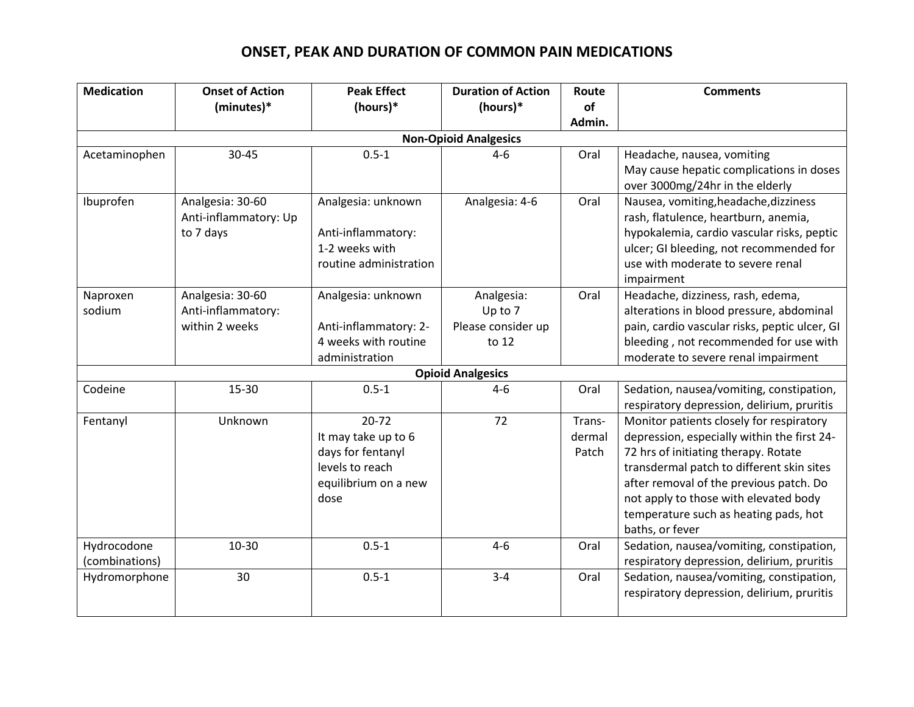# ONSET, PEAK AND DURATION OF COMMON PAIN MEDICATIONS

| Medication | Onset of Action (minutes)* | Peak Effect (hours)* | Duration of Action (hours)* | Route of Admin. | Comments |
|---|---|---|---|---|---|
| **Non-Opioid Analgesics** | | | | | |
| Acetaminophen | 30-45 | 0.5-1 | 4-6 | Oral | Headache, nausea, vomiting<br>May cause hepatic complications in doses over 3000mg/24hr in the elderly |
| Ibuprofen | Analgesia: 30-60<br>Anti-inflammatory: Up to 7 days | Analgesia: unknown<br><br>Anti-inflammatory: 1-2 weeks with routine administration | Analgesia: 4-6 | Oral | Nausea, vomiting,headache,dizziness rash, flatulence, heartburn, anemia, hypokalemia, cardio vascular risks, peptic ulcer; GI bleeding, not recommended for use with moderate to severe renal impairment |
| Naproxen sodium | Analgesia: 30-60<br>Anti-inflammatory: within 2 weeks | Analgesia: unknown<br><br>Anti-inflammatory: 2-4 weeks with routine administration | Analgesia:<br>Up to 7<br>Please consider up to 12 | Oral | Headache, dizziness, rash, edema, alterations in blood pressure, abdominal pain, cardio vascular risks, peptic ulcer, GI bleeding , not recommended for use with moderate to severe renal impairment |
| **Opioid Analgesics** | | | | | |
| Codeine | 15-30 | 0.5-1 | 4-6 | Oral | Sedation, nausea/vomiting, constipation, respiratory depression, delirium, pruritis |
| Fentanyl | Unknown | 20-72<br>It may take up to 6 days for fentanyl levels to reach equilibrium on a new dose | 72 | Trans-dermal Patch | Monitor patients closely for respiratory depression, especially within the first 24-72 hrs of initiating therapy. Rotate transdermal patch to different skin sites after removal of the previous patch. Do not apply to those with elevated body temperature such as heating pads, hot baths, or fever |
| Hydrocodone (combinations) | 10-30 | 0.5-1 | 4-6 | Oral | Sedation, nausea/vomiting, constipation, respiratory depression, delirium, pruritis |
| Hydromorphone | 30 | 0.5-1 | 3-4 | Oral | Sedation, nausea/vomiting, constipation, respiratory depression, delirium, pruritis |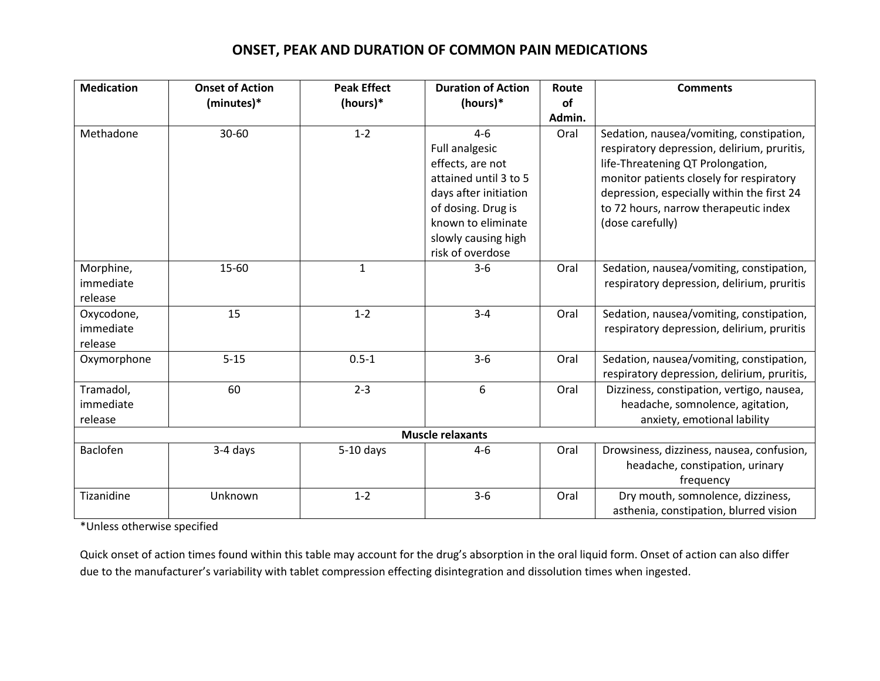# ONSET, PEAK AND DURATION OF COMMON PAIN MEDICATIONS

| Medication | Onset of Action (minutes)* | Peak Effect (hours)* | Duration of Action (hours)* | Route of Admin. | Comments |
|---|---|---|---|---|---|
| Methadone | 30-60 | 1-2 | 4-6 Full analgesic effects, are not attained until 3 to 5 days after initiation of dosing. Drug is known to eliminate slowly causing high risk of overdose | Oral | Sedation, nausea/vomiting, constipation, respiratory depression, delirium, pruritis, life-Threatening QT Prolongation, monitor patients closely for respiratory depression, especially within the first 24 to 72 hours, narrow therapeutic index (dose carefully) |
| Morphine, immediate release | 15-60 | 1 | 3-6 | Oral | Sedation, nausea/vomiting, constipation, respiratory depression, delirium, pruritis |
| Oxycodone, immediate release | 15 | 1-2 | 3-4 | Oral | Sedation, nausea/vomiting, constipation, respiratory depression, delirium, pruritis |
| Oxymorphone | 5-15 | 0.5-1 | 3-6 | Oral | Sedation, nausea/vomiting, constipation, respiratory depression, delirium, pruritis, |
| Tramadol, immediate release | 60 | 2-3 | 6 | Oral | Dizziness, constipation, vertigo, nausea, headache, somnolence, agitation, anxiety, emotional lability |
| **Muscle relaxants** | | | | | |
| Baclofen | 3-4 days | 5-10 days | 4-6 | Oral | Drowsiness, dizziness, nausea, confusion, headache, constipation, urinary frequency |
| Tizanidine | Unknown | 1-2 | 3-6 | Oral | Dry mouth, somnolence, dizziness, asthenia, constipation, blurred vision |

*Unless otherwise specified

Quick onset of action times found within this table may account for the drug's absorption in the oral liquid form. Onset of action can also differ due to the manufacturer's variability with tablet compression effecting disintegration and dissolution times when ingested.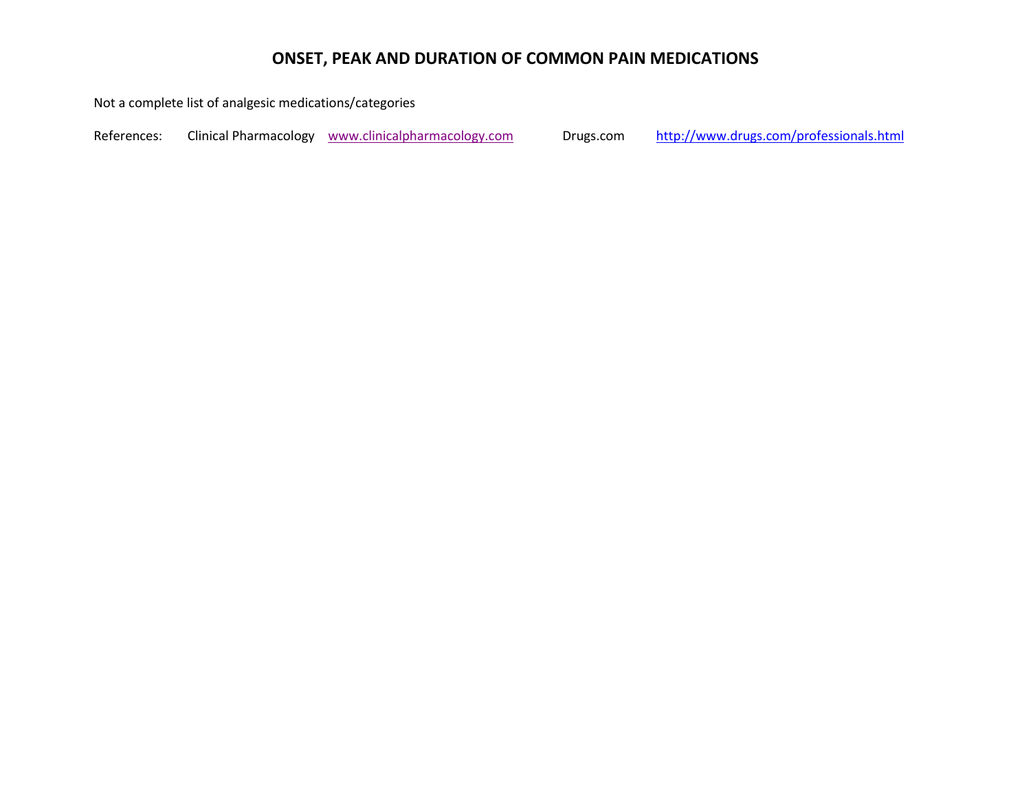# ONSET, PEAK AND DURATION OF COMMON PAIN MEDICATIONS

Not a complete list of analgesic medications/categories

References: Clinical Pharmacology www.clinicalpharmacology.com Drugs.com http://www.drugs.com/professionals.html